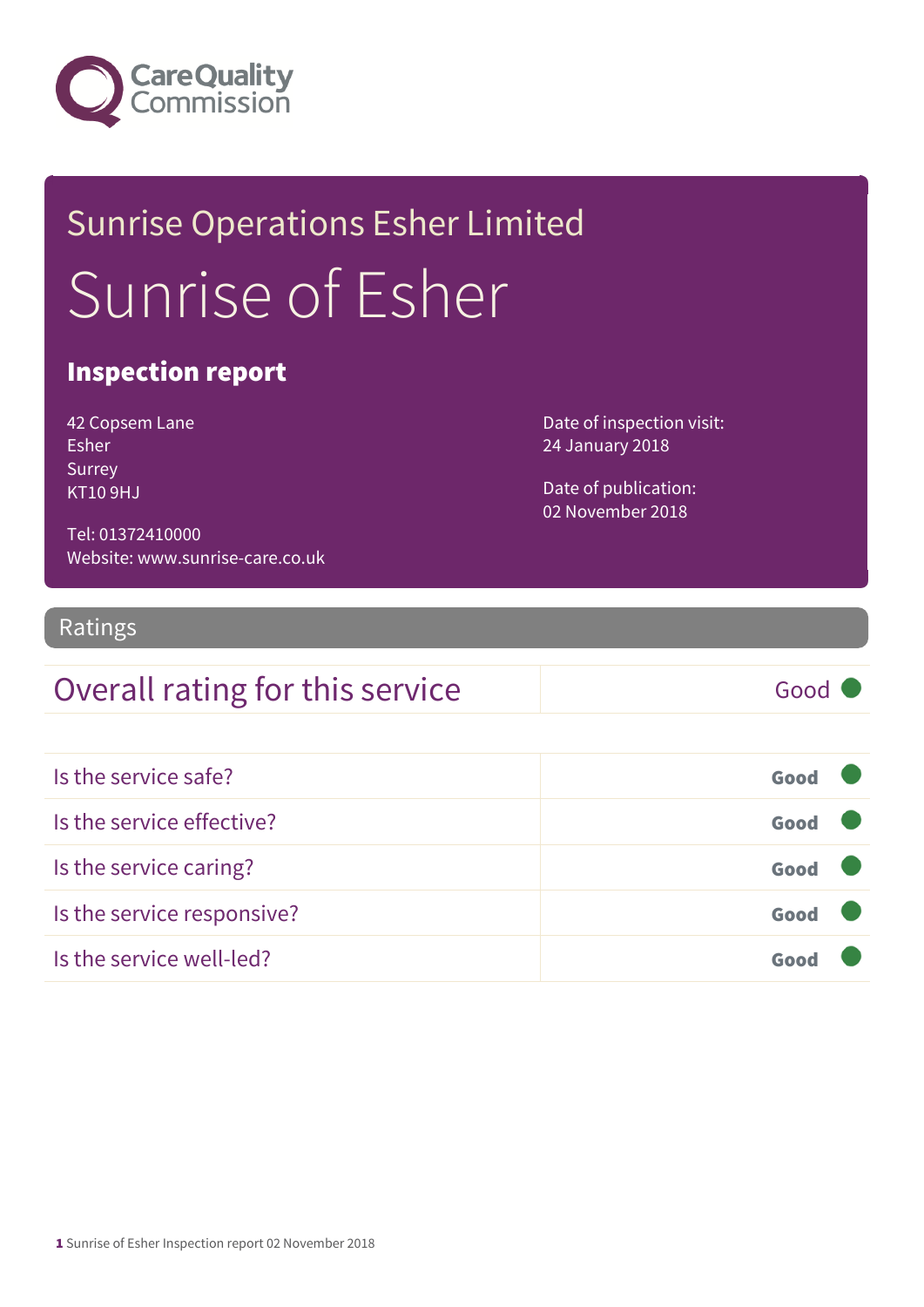Care Quality Commission

# Sunrise Operations Esher Limited

# Sunrise of Esher

## Inspection report

42 Copsem Lane
Esher
Surrey
KT10 9HJ

Tel: 01372410000
Website: www.sunrise-care.co.uk

Date of inspection visit:
24 January 2018

Date of publication:
02 November 2018

## Ratings

| Overall rating for this service | Good |
|---|---|

| | |
|---|---|
| Is the service safe? | Good |
| Is the service effective? | Good |
| Is the service caring? | Good |
| Is the service responsive? | Good |
| Is the service well-led? | Good |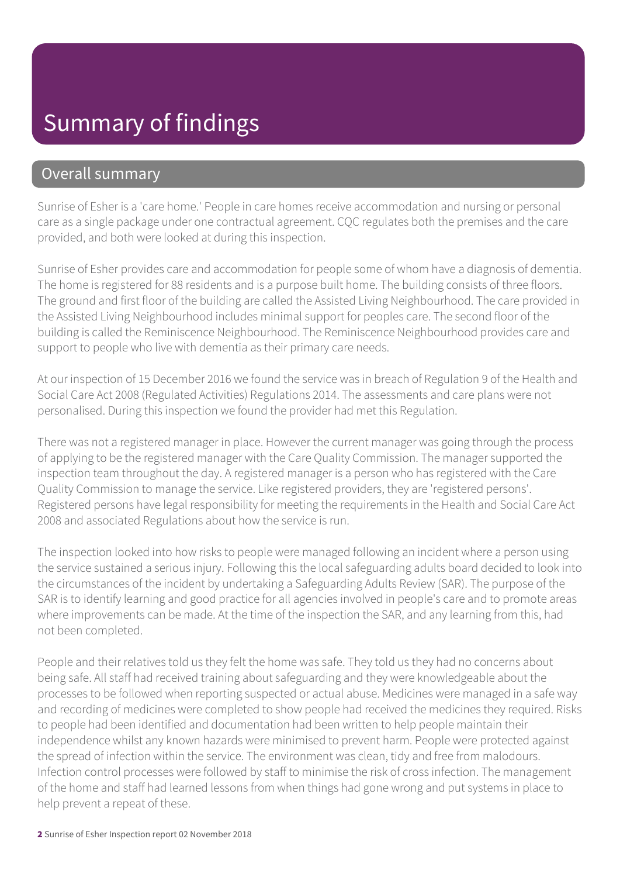# Summary of findings

## Overall summary

Sunrise of Esher is a 'care home.' People in care homes receive accommodation and nursing or personal care as a single package under one contractual agreement. CQC regulates both the premises and the care provided, and both were looked at during this inspection.

Sunrise of Esher provides care and accommodation for people some of whom have a diagnosis of dementia. The home is registered for 88 residents and is a purpose built home. The building consists of three floors. The ground and first floor of the building are called the Assisted Living Neighbourhood. The care provided in the Assisted Living Neighbourhood includes minimal support for peoples care. The second floor of the building is called the Reminiscence Neighbourhood. The Reminiscence Neighbourhood provides care and support to people who live with dementia as their primary care needs.

At our inspection of 15 December 2016 we found the service was in breach of Regulation 9 of the Health and Social Care Act 2008 (Regulated Activities) Regulations 2014. The assessments and care plans were not personalised. During this inspection we found the provider had met this Regulation.

There was not a registered manager in place. However the current manager was going through the process of applying to be the registered manager with the Care Quality Commission. The manager supported the inspection team throughout the day. A registered manager is a person who has registered with the Care Quality Commission to manage the service. Like registered providers, they are 'registered persons'. Registered persons have legal responsibility for meeting the requirements in the Health and Social Care Act 2008 and associated Regulations about how the service is run.

The inspection looked into how risks to people were managed following an incident where a person using the service sustained a serious injury. Following this the local safeguarding adults board decided to look into the circumstances of the incident by undertaking a Safeguarding Adults Review (SAR). The purpose of the SAR is to identify learning and good practice for all agencies involved in people's care and to promote areas where improvements can be made. At the time of the inspection the SAR, and any learning from this, had not been completed.

People and their relatives told us they felt the home was safe. They told us they had no concerns about being safe. All staff had received training about safeguarding and they were knowledgeable about the processes to be followed when reporting suspected or actual abuse. Medicines were managed in a safe way and recording of medicines were completed to show people had received the medicines they required. Risks to people had been identified and documentation had been written to help people maintain their independence whilst any known hazards were minimised to prevent harm. People were protected against the spread of infection within the service. The environment was clean, tidy and free from malodours. Infection control processes were followed by staff to minimise the risk of cross infection. The management of the home and staff had learned lessons from when things had gone wrong and put systems in place to help prevent a repeat of these.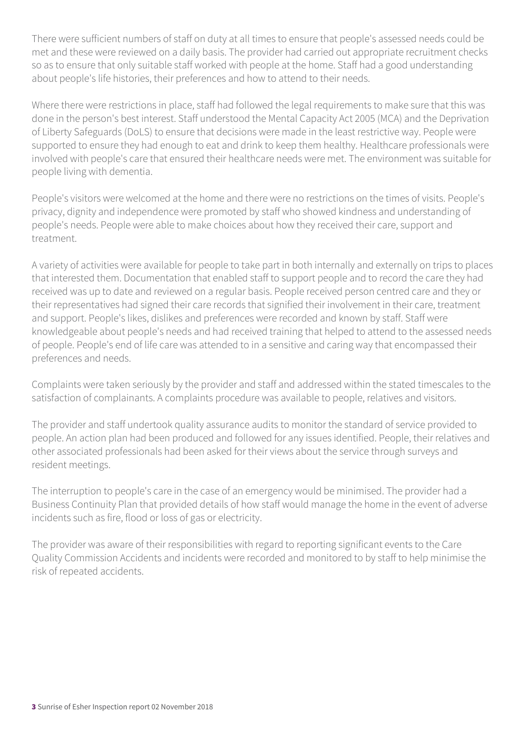There were sufficient numbers of staff on duty at all times to ensure that people's assessed needs could be met and these were reviewed on a daily basis. The provider had carried out appropriate recruitment checks so as to ensure that only suitable staff worked with people at the home. Staff had a good understanding about people's life histories, their preferences and how to attend to their needs.

Where there were restrictions in place, staff had followed the legal requirements to make sure that this was done in the person's best interest. Staff understood the Mental Capacity Act 2005 (MCA) and the Deprivation of Liberty Safeguards (DoLS) to ensure that decisions were made in the least restrictive way. People were supported to ensure they had enough to eat and drink to keep them healthy. Healthcare professionals were involved with people's care that ensured their healthcare needs were met. The environment was suitable for people living with dementia.

People's visitors were welcomed at the home and there were no restrictions on the times of visits. People's privacy, dignity and independence were promoted by staff who showed kindness and understanding of people's needs. People were able to make choices about how they received their care, support and treatment.

A variety of activities were available for people to take part in both internally and externally on trips to places that interested them. Documentation that enabled staff to support people and to record the care they had received was up to date and reviewed on a regular basis. People received person centred care and they or their representatives had signed their care records that signified their involvement in their care, treatment and support. People's likes, dislikes and preferences were recorded and known by staff. Staff were knowledgeable about people's needs and had received training that helped to attend to the assessed needs of people. People's end of life care was attended to in a sensitive and caring way that encompassed their preferences and needs.

Complaints were taken seriously by the provider and staff and addressed within the stated timescales to the satisfaction of complainants. A complaints procedure was available to people, relatives and visitors.

The provider and staff undertook quality assurance audits to monitor the standard of service provided to people. An action plan had been produced and followed for any issues identified. People, their relatives and other associated professionals had been asked for their views about the service through surveys and resident meetings.

The interruption to people's care in the case of an emergency would be minimised. The provider had a Business Continuity Plan that provided details of how staff would manage the home in the event of adverse incidents such as fire, flood or loss of gas or electricity.

The provider was aware of their responsibilities with regard to reporting significant events to the Care Quality Commission Accidents and incidents were recorded and monitored to by staff to help minimise the risk of repeated accidents.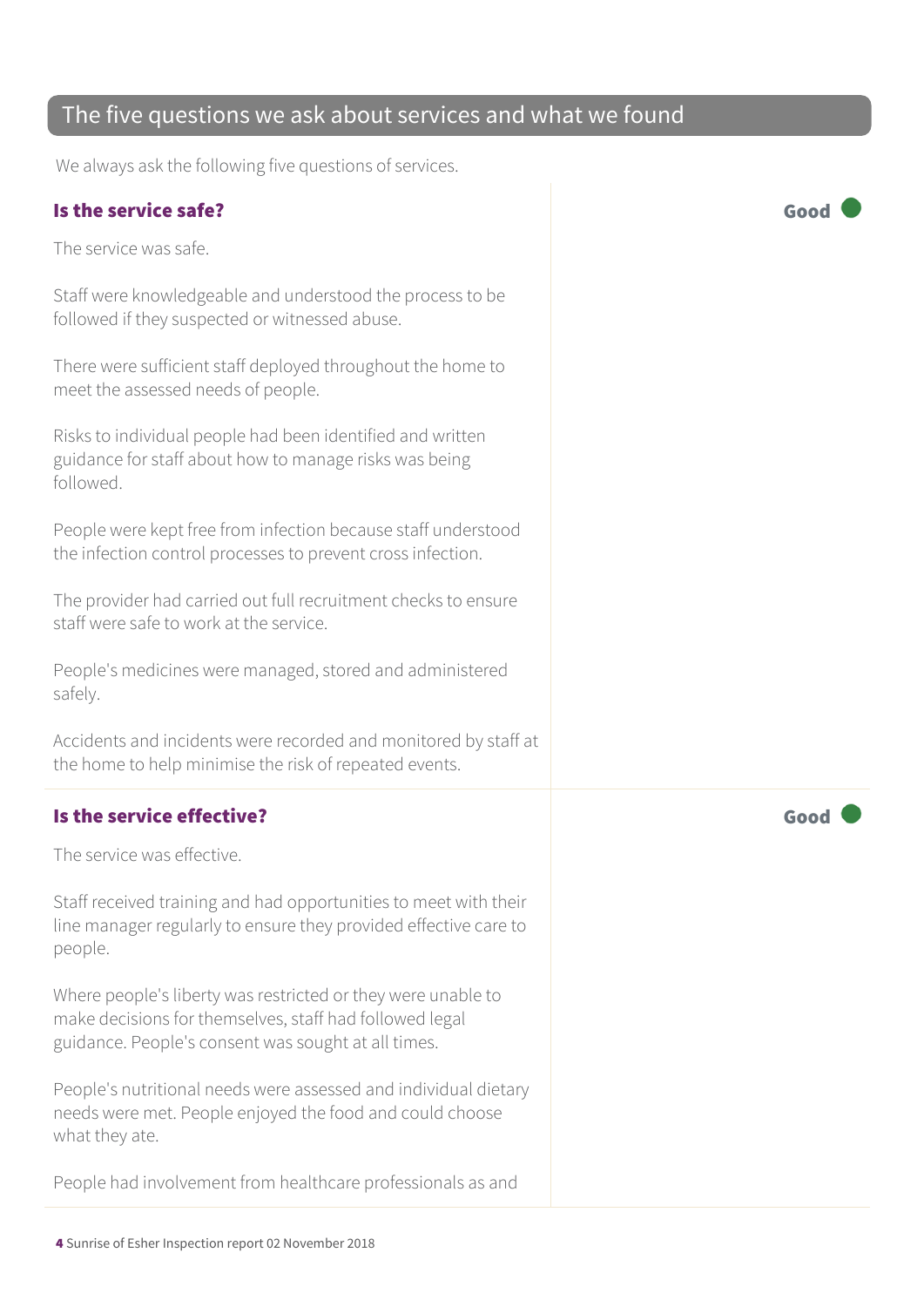## The five questions we ask about services and what we found

We always ask the following five questions of services.

### Is the service safe?

**Good**

The service was safe.

Staff were knowledgeable and understood the process to be followed if they suspected or witnessed abuse.

There were sufficient staff deployed throughout the home to meet the assessed needs of people.

Risks to individual people had been identified and written guidance for staff about how to manage risks was being followed.

People were kept free from infection because staff understood the infection control processes to prevent cross infection.

The provider had carried out full recruitment checks to ensure staff were safe to work at the service.

People's medicines were managed, stored and administered safely.

Accidents and incidents were recorded and monitored by staff at the home to help minimise the risk of repeated events.

### Is the service effective?

**Good**

The service was effective.

Staff received training and had opportunities to meet with their line manager regularly to ensure they provided effective care to people.

Where people's liberty was restricted or they were unable to make decisions for themselves, staff had followed legal guidance. People's consent was sought at all times.

People's nutritional needs were assessed and individual dietary needs were met. People enjoyed the food and could choose what they ate.

People had involvement from healthcare professionals as and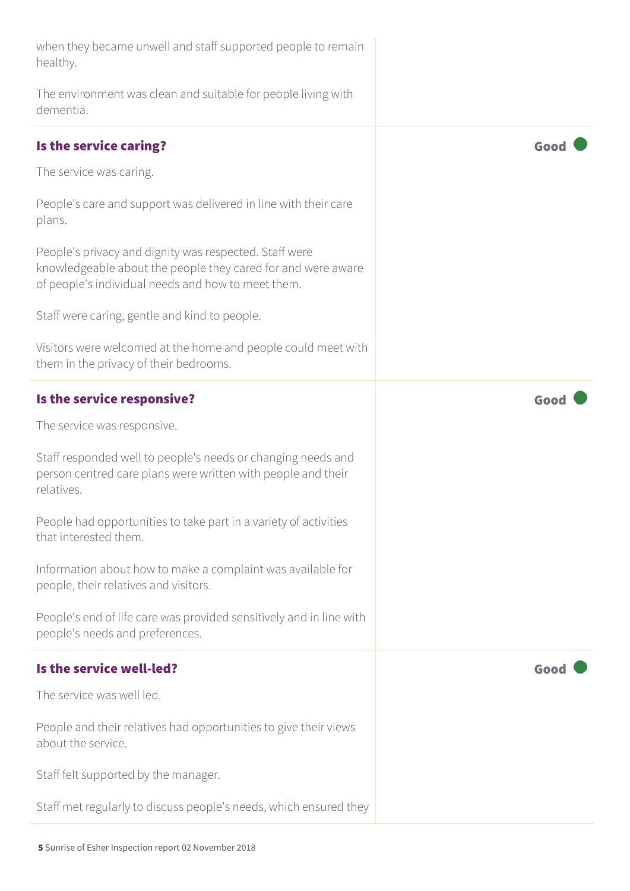when they became unwell and staff supported people to remain healthy.

The environment was clean and suitable for people living with dementia.

### Is the service caring?

**Good**

The service was caring.

People's care and support was delivered in line with their care plans.

People's privacy and dignity was respected. Staff were knowledgeable about the people they cared for and were aware of people's individual needs and how to meet them.

Staff were caring, gentle and kind to people.

Visitors were welcomed at the home and people could meet with them in the privacy of their bedrooms.

### Is the service responsive?

**Good**

The service was responsive.

Staff responded well to people's needs or changing needs and person centred care plans were written with people and their relatives.

People had opportunities to take part in a variety of activities that interested them.

Information about how to make a complaint was available for people, their relatives and visitors.

People's end of life care was provided sensitively and in line with people's needs and preferences.

### Is the service well-led?

**Good**

The service was well led.

People and their relatives had opportunities to give their views about the service.

Staff felt supported by the manager.

Staff met regularly to discuss people's needs, which ensured they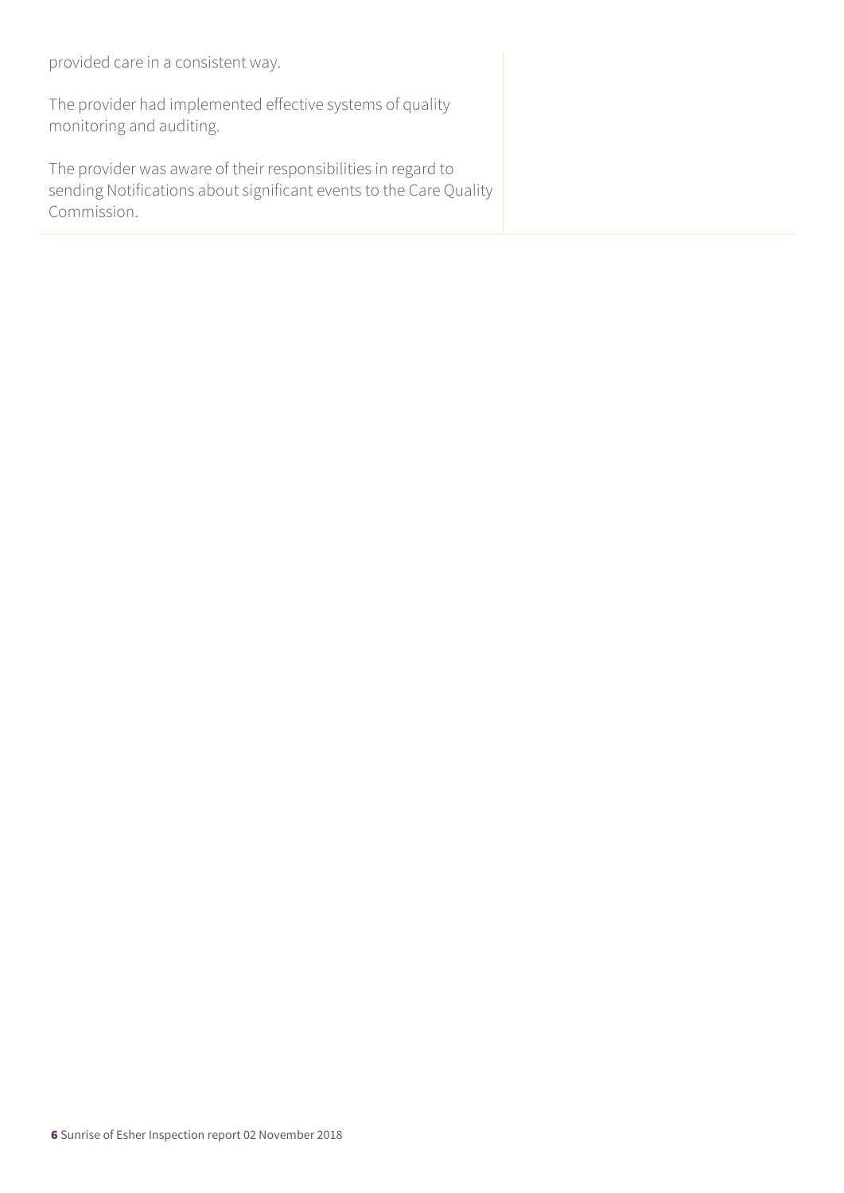provided care in a consistent way.

The provider had implemented effective systems of quality monitoring and auditing.

The provider was aware of their responsibilities in regard to sending Notifications about significant events to the Care Quality Commission.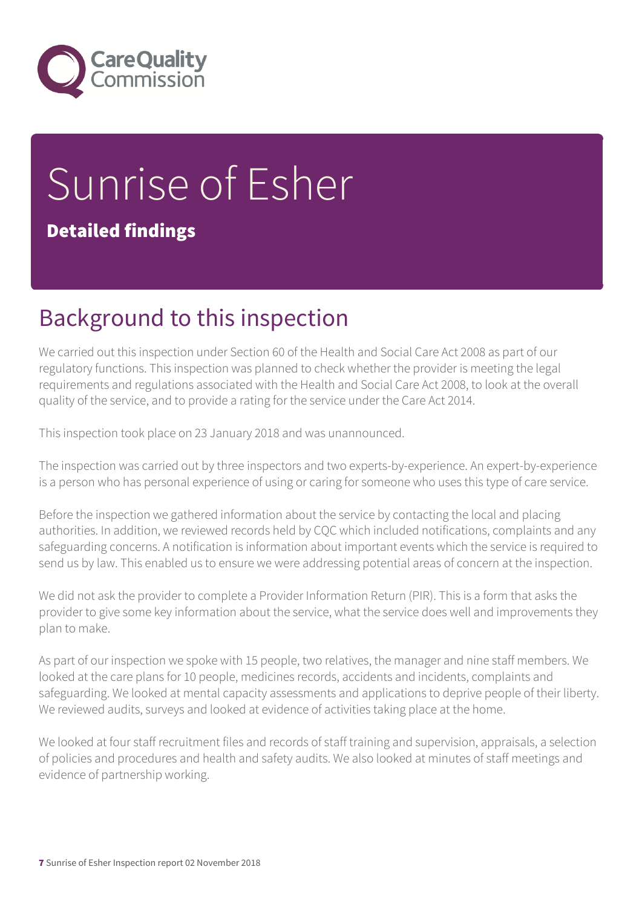# Sunrise of Esher

**Detailed findings**

## Background to this inspection

We carried out this inspection under Section 60 of the Health and Social Care Act 2008 as part of our regulatory functions. This inspection was planned to check whether the provider is meeting the legal requirements and regulations associated with the Health and Social Care Act 2008, to look at the overall quality of the service, and to provide a rating for the service under the Care Act 2014.

This inspection took place on 23 January 2018 and was unannounced.

The inspection was carried out by three inspectors and two experts-by-experience. An expert-by-experience is a person who has personal experience of using or caring for someone who uses this type of care service.

Before the inspection we gathered information about the service by contacting the local and placing authorities. In addition, we reviewed records held by CQC which included notifications, complaints and any safeguarding concerns. A notification is information about important events which the service is required to send us by law. This enabled us to ensure we were addressing potential areas of concern at the inspection.

We did not ask the provider to complete a Provider Information Return (PIR). This is a form that asks the provider to give some key information about the service, what the service does well and improvements they plan to make.

As part of our inspection we spoke with 15 people, two relatives, the manager and nine staff members. We looked at the care plans for 10 people, medicines records, accidents and incidents, complaints and safeguarding. We looked at mental capacity assessments and applications to deprive people of their liberty. We reviewed audits, surveys and looked at evidence of activities taking place at the home.

We looked at four staff recruitment files and records of staff training and supervision, appraisals, a selection of policies and procedures and health and safety audits. We also looked at minutes of staff meetings and evidence of partnership working.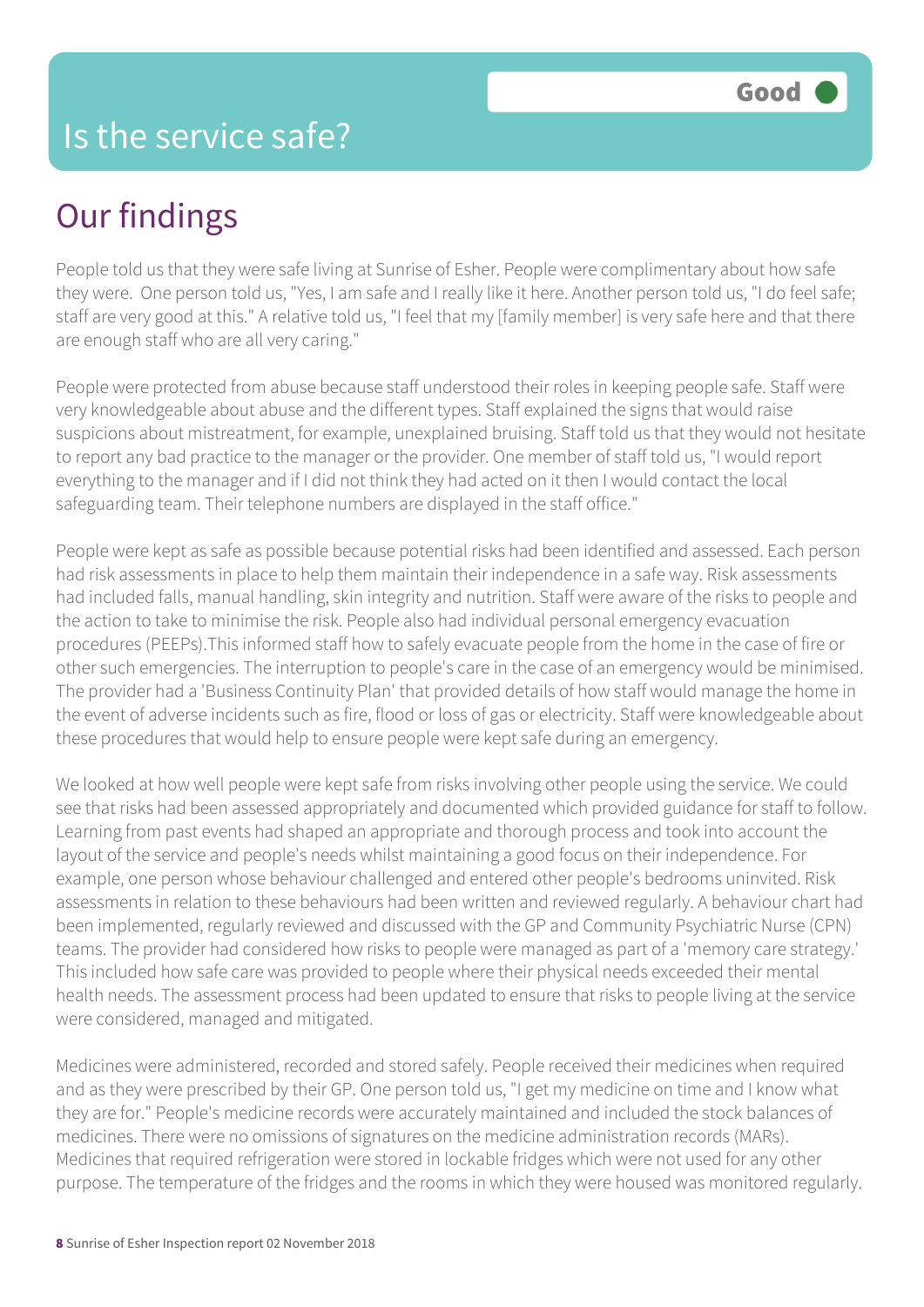# Is the service safe?

**Good**

## Our findings

People told us that they were safe living at Sunrise of Esher. People were complimentary about how safe they were. One person told us, "Yes, I am safe and I really like it here. Another person told us, "I do feel safe; staff are very good at this." A relative told us, "I feel that my [family member] is very safe here and that there are enough staff who are all very caring."

People were protected from abuse because staff understood their roles in keeping people safe. Staff were very knowledgeable about abuse and the different types. Staff explained the signs that would raise suspicions about mistreatment, for example, unexplained bruising. Staff told us that they would not hesitate to report any bad practice to the manager or the provider. One member of staff told us, "I would report everything to the manager and if I did not think they had acted on it then I would contact the local safeguarding team. Their telephone numbers are displayed in the staff office."

People were kept as safe as possible because potential risks had been identified and assessed. Each person had risk assessments in place to help them maintain their independence in a safe way. Risk assessments had included falls, manual handling, skin integrity and nutrition. Staff were aware of the risks to people and the action to take to minimise the risk. People also had individual personal emergency evacuation procedures (PEEPs).This informed staff how to safely evacuate people from the home in the case of fire or other such emergencies. The interruption to people's care in the case of an emergency would be minimised. The provider had a 'Business Continuity Plan' that provided details of how staff would manage the home in the event of adverse incidents such as fire, flood or loss of gas or electricity. Staff were knowledgeable about these procedures that would help to ensure people were kept safe during an emergency.

We looked at how well people were kept safe from risks involving other people using the service. We could see that risks had been assessed appropriately and documented which provided guidance for staff to follow. Learning from past events had shaped an appropriate and thorough process and took into account the layout of the service and people's needs whilst maintaining a good focus on their independence. For example, one person whose behaviour challenged and entered other people's bedrooms uninvited. Risk assessments in relation to these behaviours had been written and reviewed regularly. A behaviour chart had been implemented, regularly reviewed and discussed with the GP and Community Psychiatric Nurse (CPN) teams. The provider had considered how risks to people were managed as part of a 'memory care strategy.' This included how safe care was provided to people where their physical needs exceeded their mental health needs. The assessment process had been updated to ensure that risks to people living at the service were considered, managed and mitigated.

Medicines were administered, recorded and stored safely. People received their medicines when required and as they were prescribed by their GP. One person told us, "I get my medicine on time and I know what they are for." People's medicine records were accurately maintained and included the stock balances of medicines. There were no omissions of signatures on the medicine administration records (MARs). Medicines that required refrigeration were stored in lockable fridges which were not used for any other purpose. The temperature of the fridges and the rooms in which they were housed was monitored regularly.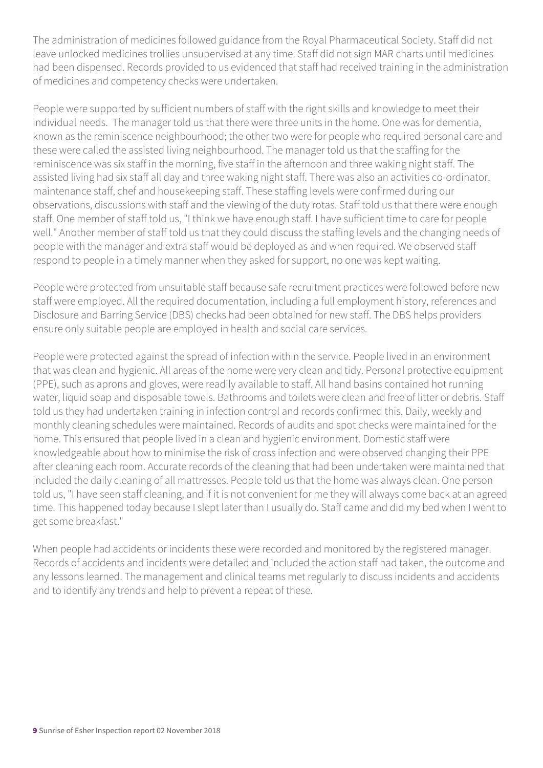The administration of medicines followed guidance from the Royal Pharmaceutical Society. Staff did not leave unlocked medicines trollies unsupervised at any time. Staff did not sign MAR charts until medicines had been dispensed. Records provided to us evidenced that staff had received training in the administration of medicines and competency checks were undertaken.

People were supported by sufficient numbers of staff with the right skills and knowledge to meet their individual needs. The manager told us that there were three units in the home. One was for dementia, known as the reminiscence neighbourhood; the other two were for people who required personal care and these were called the assisted living neighbourhood. The manager told us that the staffing for the reminiscence was six staff in the morning, five staff in the afternoon and three waking night staff. The assisted living had six staff all day and three waking night staff. There was also an activities co-ordinator, maintenance staff, chef and housekeeping staff. These staffing levels were confirmed during our observations, discussions with staff and the viewing of the duty rotas. Staff told us that there were enough staff. One member of staff told us, "I think we have enough staff. I have sufficient time to care for people well." Another member of staff told us that they could discuss the staffing levels and the changing needs of people with the manager and extra staff would be deployed as and when required. We observed staff respond to people in a timely manner when they asked for support, no one was kept waiting.

People were protected from unsuitable staff because safe recruitment practices were followed before new staff were employed. All the required documentation, including a full employment history, references and Disclosure and Barring Service (DBS) checks had been obtained for new staff. The DBS helps providers ensure only suitable people are employed in health and social care services.

People were protected against the spread of infection within the service. People lived in an environment that was clean and hygienic. All areas of the home were very clean and tidy. Personal protective equipment (PPE), such as aprons and gloves, were readily available to staff. All hand basins contained hot running water, liquid soap and disposable towels. Bathrooms and toilets were clean and free of litter or debris. Staff told us they had undertaken training in infection control and records confirmed this. Daily, weekly and monthly cleaning schedules were maintained. Records of audits and spot checks were maintained for the home. This ensured that people lived in a clean and hygienic environment. Domestic staff were knowledgeable about how to minimise the risk of cross infection and were observed changing their PPE after cleaning each room. Accurate records of the cleaning that had been undertaken were maintained that included the daily cleaning of all mattresses. People told us that the home was always clean. One person told us, "I have seen staff cleaning, and if it is not convenient for me they will always come back at an agreed time. This happened today because I slept later than I usually do. Staff came and did my bed when I went to get some breakfast."

When people had accidents or incidents these were recorded and monitored by the registered manager. Records of accidents and incidents were detailed and included the action staff had taken, the outcome and any lessons learned. The management and clinical teams met regularly to discuss incidents and accidents and to identify any trends and help to prevent a repeat of these.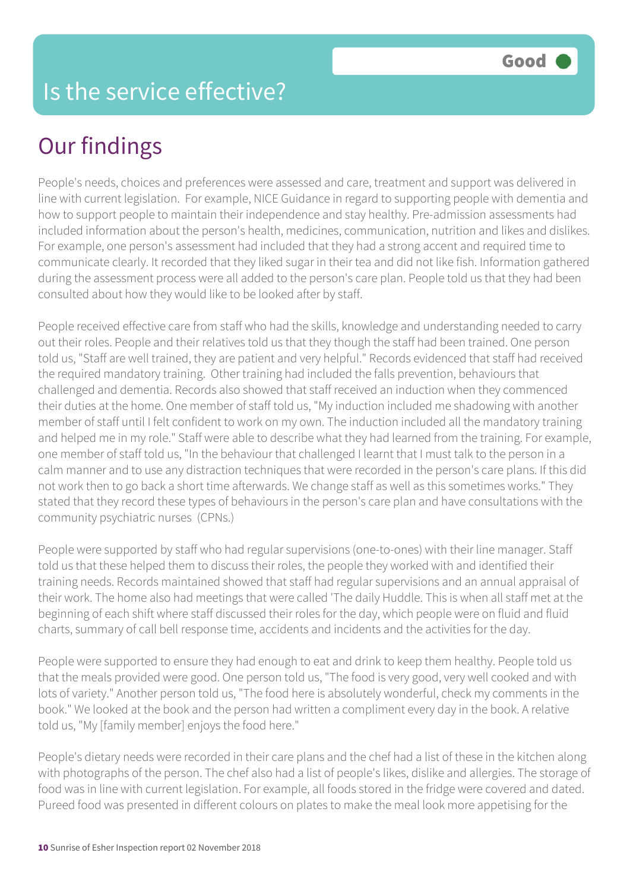# Is the service effective?

**Good**

## Our findings

People's needs, choices and preferences were assessed and care, treatment and support was delivered in line with current legislation. For example, NICE Guidance in regard to supporting people with dementia and how to support people to maintain their independence and stay healthy. Pre-admission assessments had included information about the person's health, medicines, communication, nutrition and likes and dislikes. For example, one person's assessment had included that they had a strong accent and required time to communicate clearly. It recorded that they liked sugar in their tea and did not like fish. Information gathered during the assessment process were all added to the person's care plan. People told us that they had been consulted about how they would like to be looked after by staff.

People received effective care from staff who had the skills, knowledge and understanding needed to carry out their roles. People and their relatives told us that they though the staff had been trained. One person told us, "Staff are well trained, they are patient and very helpful." Records evidenced that staff had received the required mandatory training. Other training had included the falls prevention, behaviours that challenged and dementia. Records also showed that staff received an induction when they commenced their duties at the home. One member of staff told us, "My induction included me shadowing with another member of staff until I felt confident to work on my own. The induction included all the mandatory training and helped me in my role." Staff were able to describe what they had learned from the training. For example, one member of staff told us, "In the behaviour that challenged I learnt that I must talk to the person in a calm manner and to use any distraction techniques that were recorded in the person's care plans. If this did not work then to go back a short time afterwards. We change staff as well as this sometimes works." They stated that they record these types of behaviours in the person's care plan and have consultations with the community psychiatric nurses (CPNs.)

People were supported by staff who had regular supervisions (one-to-ones) with their line manager. Staff told us that these helped them to discuss their roles, the people they worked with and identified their training needs. Records maintained showed that staff had regular supervisions and an annual appraisal of their work. The home also had meetings that were called 'The daily Huddle. This is when all staff met at the beginning of each shift where staff discussed their roles for the day, which people were on fluid and fluid charts, summary of call bell response time, accidents and incidents and the activities for the day.

People were supported to ensure they had enough to eat and drink to keep them healthy. People told us that the meals provided were good. One person told us, "The food is very good, very well cooked and with lots of variety." Another person told us, "The food here is absolutely wonderful, check my comments in the book." We looked at the book and the person had written a compliment every day in the book. A relative told us, "My [family member] enjoys the food here."

People's dietary needs were recorded in their care plans and the chef had a list of these in the kitchen along with photographs of the person. The chef also had a list of people's likes, dislike and allergies. The storage of food was in line with current legislation. For example, all foods stored in the fridge were covered and dated. Pureed food was presented in different colours on plates to make the meal look more appetising for the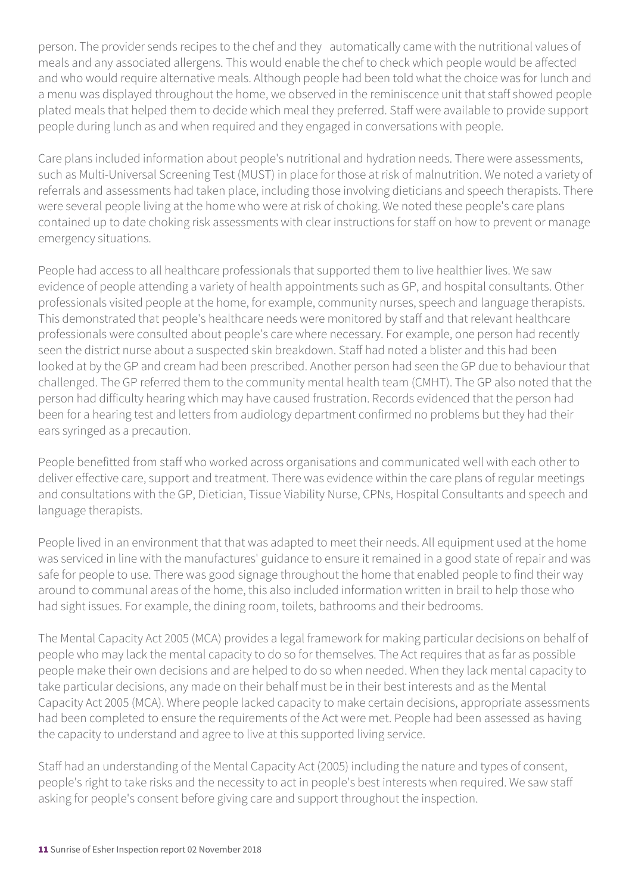person. The provider sends recipes to the chef and they automatically came with the nutritional values of meals and any associated allergens. This would enable the chef to check which people would be affected and who would require alternative meals. Although people had been told what the choice was for lunch and a menu was displayed throughout the home, we observed in the reminiscence unit that staff showed people plated meals that helped them to decide which meal they preferred. Staff were available to provide support people during lunch as and when required and they engaged in conversations with people.

Care plans included information about people's nutritional and hydration needs. There were assessments, such as Multi-Universal Screening Test (MUST) in place for those at risk of malnutrition. We noted a variety of referrals and assessments had taken place, including those involving dieticians and speech therapists. There were several people living at the home who were at risk of choking. We noted these people's care plans contained up to date choking risk assessments with clear instructions for staff on how to prevent or manage emergency situations.

People had access to all healthcare professionals that supported them to live healthier lives. We saw evidence of people attending a variety of health appointments such as GP, and hospital consultants. Other professionals visited people at the home, for example, community nurses, speech and language therapists. This demonstrated that people's healthcare needs were monitored by staff and that relevant healthcare professionals were consulted about people's care where necessary. For example, one person had recently seen the district nurse about a suspected skin breakdown. Staff had noted a blister and this had been looked at by the GP and cream had been prescribed. Another person had seen the GP due to behaviour that challenged. The GP referred them to the community mental health team (CMHT). The GP also noted that the person had difficulty hearing which may have caused frustration. Records evidenced that the person had been for a hearing test and letters from audiology department confirmed no problems but they had their ears syringed as a precaution.

People benefitted from staff who worked across organisations and communicated well with each other to deliver effective care, support and treatment. There was evidence within the care plans of regular meetings and consultations with the GP, Dietician, Tissue Viability Nurse, CPNs, Hospital Consultants and speech and language therapists.

People lived in an environment that that was adapted to meet their needs. All equipment used at the home was serviced in line with the manufactures' guidance to ensure it remained in a good state of repair and was safe for people to use. There was good signage throughout the home that enabled people to find their way around to communal areas of the home, this also included information written in brail to help those who had sight issues. For example, the dining room, toilets, bathrooms and their bedrooms.

The Mental Capacity Act 2005 (MCA) provides a legal framework for making particular decisions on behalf of people who may lack the mental capacity to do so for themselves. The Act requires that as far as possible people make their own decisions and are helped to do so when needed. When they lack mental capacity to take particular decisions, any made on their behalf must be in their best interests and as the Mental Capacity Act 2005 (MCA). Where people lacked capacity to make certain decisions, appropriate assessments had been completed to ensure the requirements of the Act were met. People had been assessed as having the capacity to understand and agree to live at this supported living service.

Staff had an understanding of the Mental Capacity Act (2005) including the nature and types of consent, people's right to take risks and the necessity to act in people's best interests when required. We saw staff asking for people's consent before giving care and support throughout the inspection.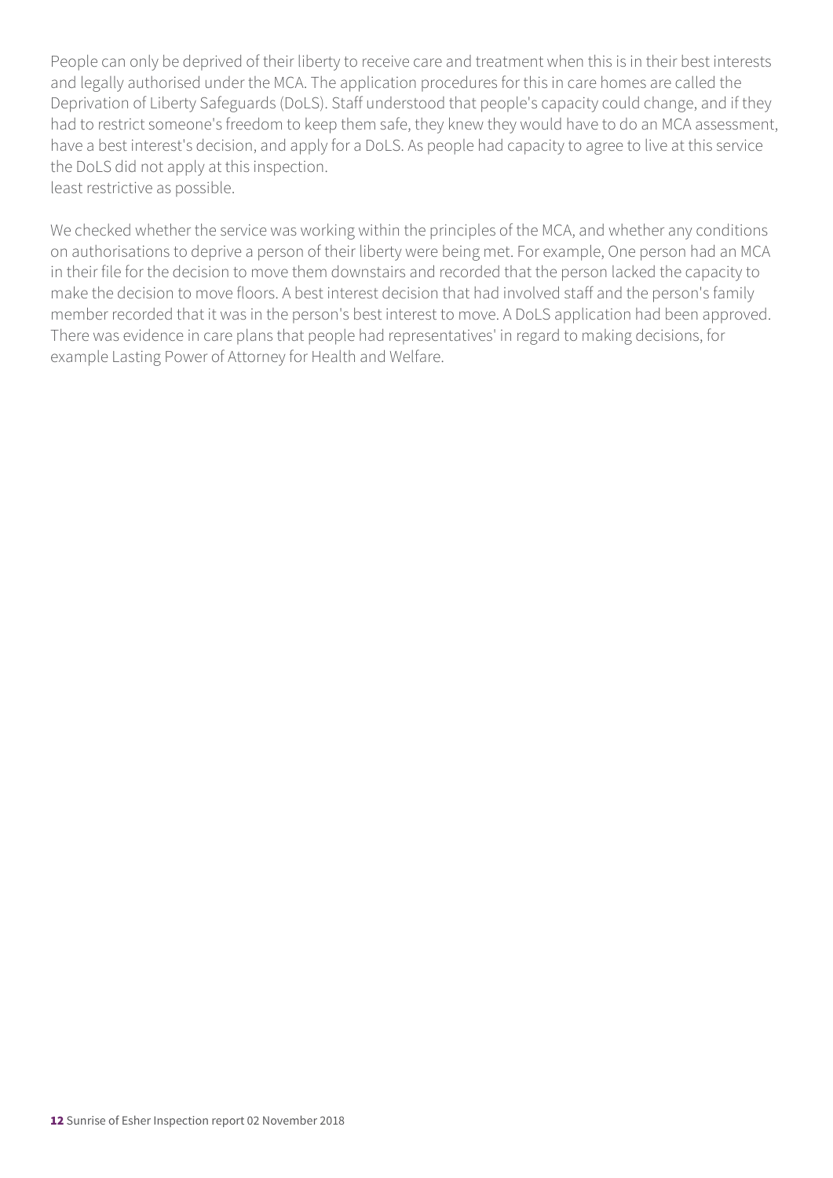People can only be deprived of their liberty to receive care and treatment when this is in their best interests and legally authorised under the MCA. The application procedures for this in care homes are called the Deprivation of Liberty Safeguards (DoLS). Staff understood that people's capacity could change, and if they had to restrict someone's freedom to keep them safe, they knew they would have to do an MCA assessment, have a best interest's decision, and apply for a DoLS. As people had capacity to agree to live at this service the DoLS did not apply at this inspection.
least restrictive as possible.

We checked whether the service was working within the principles of the MCA, and whether any conditions on authorisations to deprive a person of their liberty were being met. For example, One person had an MCA in their file for the decision to move them downstairs and recorded that the person lacked the capacity to make the decision to move floors. A best interest decision that had involved staff and the person's family member recorded that it was in the person's best interest to move. A DoLS application had been approved. There was evidence in care plans that people had representatives' in regard to making decisions, for example Lasting Power of Attorney for Health and Welfare.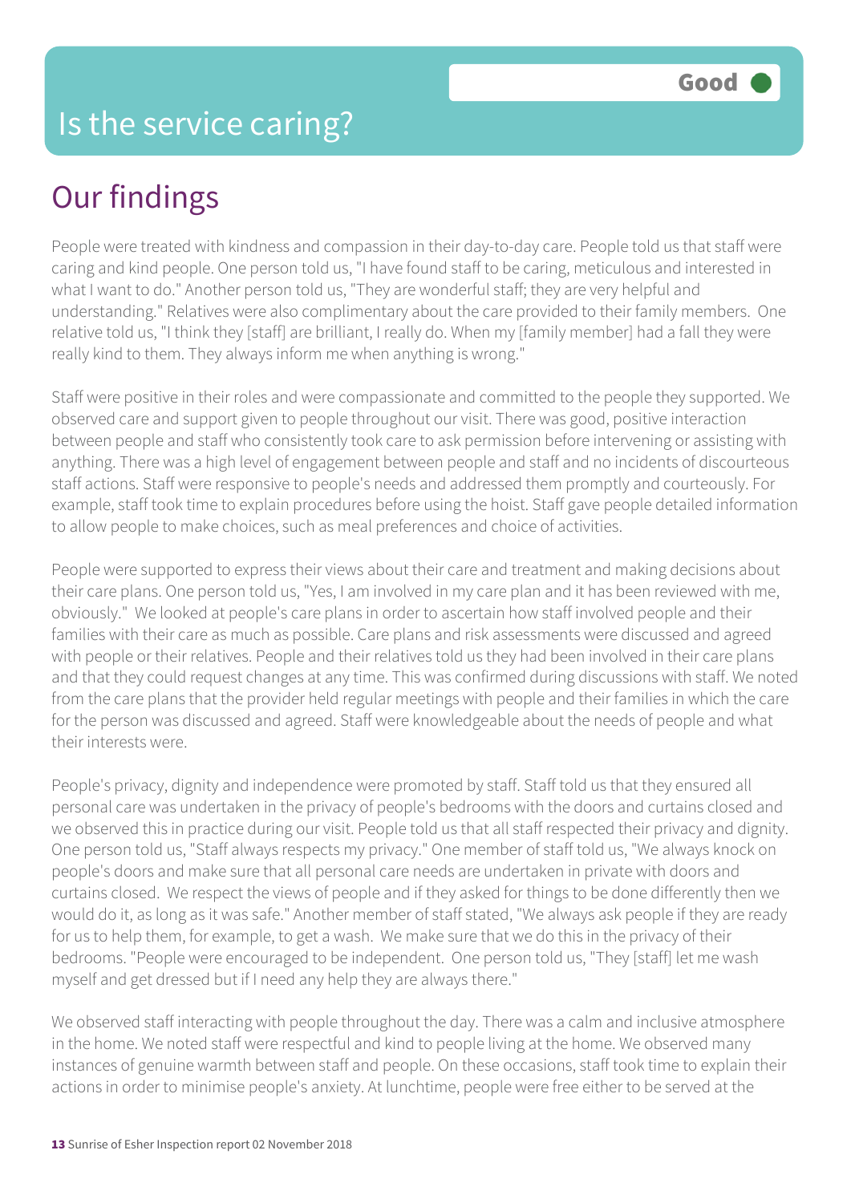# Is the service caring?

Good

## Our findings

People were treated with kindness and compassion in their day-to-day care. People told us that staff were caring and kind people. One person told us, "I have found staff to be caring, meticulous and interested in what I want to do." Another person told us, "They are wonderful staff; they are very helpful and understanding." Relatives were also complimentary about the care provided to their family members. One relative told us, "I think they [staff] are brilliant, I really do. When my [family member] had a fall they were really kind to them. They always inform me when anything is wrong."

Staff were positive in their roles and were compassionate and committed to the people they supported. We observed care and support given to people throughout our visit. There was good, positive interaction between people and staff who consistently took care to ask permission before intervening or assisting with anything. There was a high level of engagement between people and staff and no incidents of discourteous staff actions. Staff were responsive to people's needs and addressed them promptly and courteously. For example, staff took time to explain procedures before using the hoist. Staff gave people detailed information to allow people to make choices, such as meal preferences and choice of activities.

People were supported to express their views about their care and treatment and making decisions about their care plans. One person told us, "Yes, I am involved in my care plan and it has been reviewed with me, obviously." We looked at people's care plans in order to ascertain how staff involved people and their families with their care as much as possible. Care plans and risk assessments were discussed and agreed with people or their relatives. People and their relatives told us they had been involved in their care plans and that they could request changes at any time. This was confirmed during discussions with staff. We noted from the care plans that the provider held regular meetings with people and their families in which the care for the person was discussed and agreed. Staff were knowledgeable about the needs of people and what their interests were.

People's privacy, dignity and independence were promoted by staff. Staff told us that they ensured all personal care was undertaken in the privacy of people's bedrooms with the doors and curtains closed and we observed this in practice during our visit. People told us that all staff respected their privacy and dignity. One person told us, "Staff always respects my privacy." One member of staff told us, "We always knock on people's doors and make sure that all personal care needs are undertaken in private with doors and curtains closed. We respect the views of people and if they asked for things to be done differently then we would do it, as long as it was safe." Another member of staff stated, "We always ask people if they are ready for us to help them, for example, to get a wash. We make sure that we do this in the privacy of their bedrooms. "People were encouraged to be independent. One person told us, "They [staff] let me wash myself and get dressed but if I need any help they are always there."

We observed staff interacting with people throughout the day. There was a calm and inclusive atmosphere in the home. We noted staff were respectful and kind to people living at the home. We observed many instances of genuine warmth between staff and people. On these occasions, staff took time to explain their actions in order to minimise people's anxiety. At lunchtime, people were free either to be served at the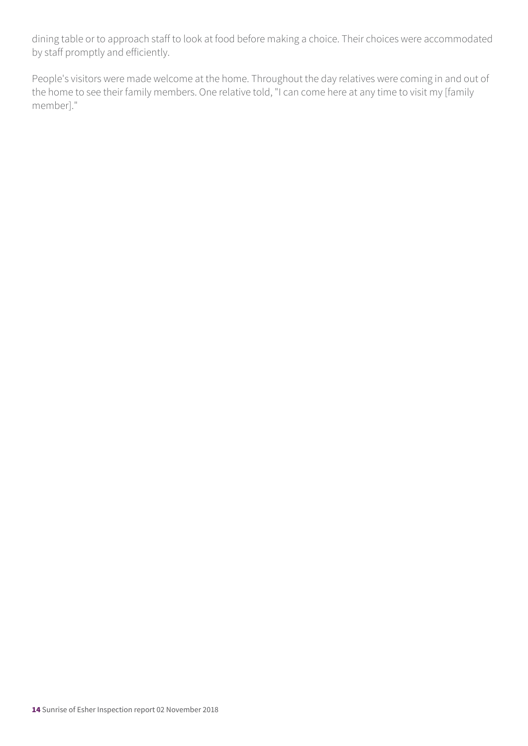dining table or to approach staff to look at food before making a choice. Their choices were accommodated by staff promptly and efficiently.

People's visitors were made welcome at the home. Throughout the day relatives were coming in and out of the home to see their family members. One relative told, "I can come here at any time to visit my [family member]."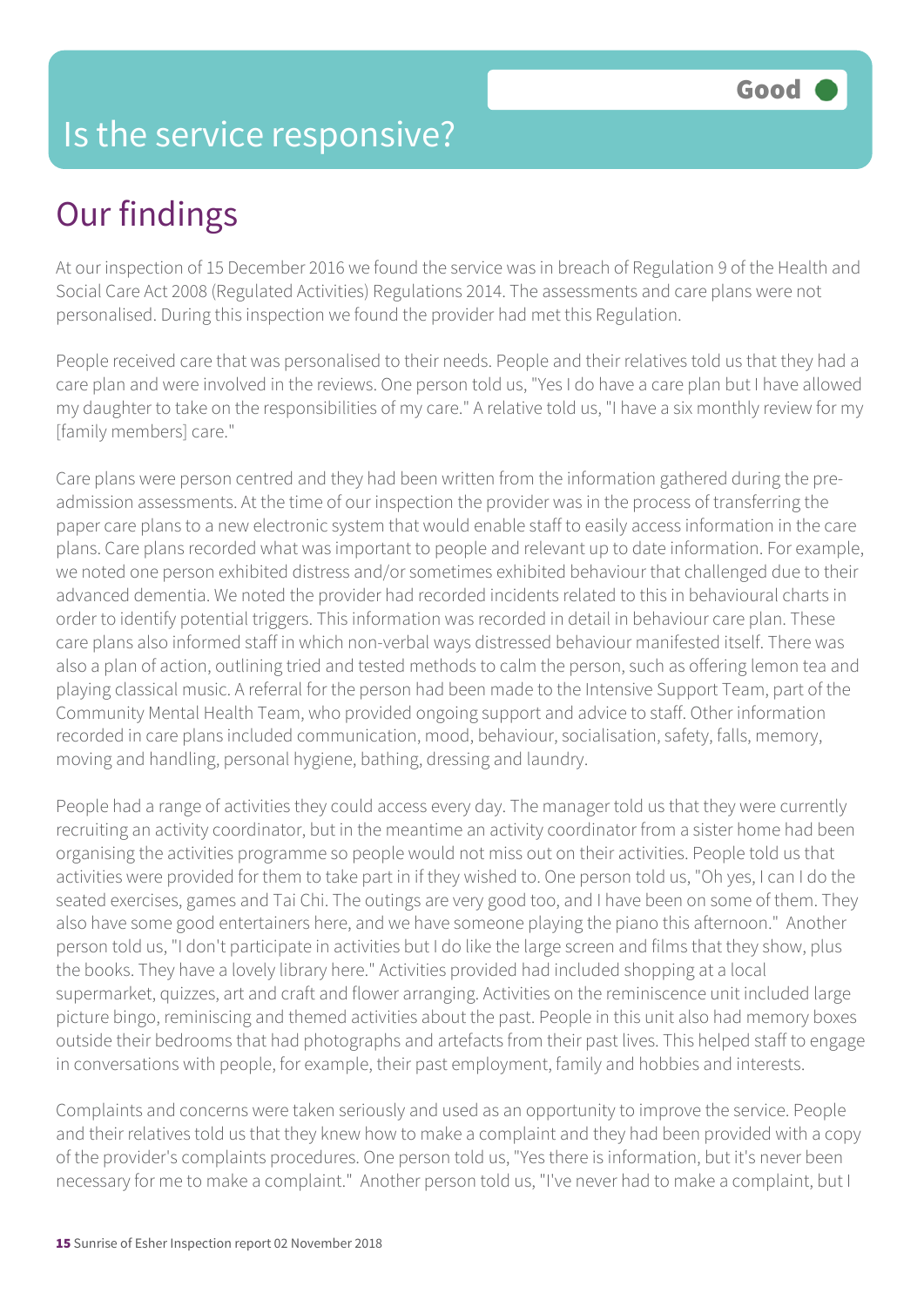# Is the service responsive?

**Good**

## Our findings

At our inspection of 15 December 2016 we found the service was in breach of Regulation 9 of the Health and Social Care Act 2008 (Regulated Activities) Regulations 2014. The assessments and care plans were not personalised. During this inspection we found the provider had met this Regulation.

People received care that was personalised to their needs. People and their relatives told us that they had a care plan and were involved in the reviews. One person told us, "Yes I do have a care plan but I have allowed my daughter to take on the responsibilities of my care." A relative told us, "I have a six monthly review for my [family members] care."

Care plans were person centred and they had been written from the information gathered during the pre-admission assessments. At the time of our inspection the provider was in the process of transferring the paper care plans to a new electronic system that would enable staff to easily access information in the care plans. Care plans recorded what was important to people and relevant up to date information. For example, we noted one person exhibited distress and/or sometimes exhibited behaviour that challenged due to their advanced dementia. We noted the provider had recorded incidents related to this in behavioural charts in order to identify potential triggers. This information was recorded in detail in behaviour care plan. These care plans also informed staff in which non-verbal ways distressed behaviour manifested itself. There was also a plan of action, outlining tried and tested methods to calm the person, such as offering lemon tea and playing classical music. A referral for the person had been made to the Intensive Support Team, part of the Community Mental Health Team, who provided ongoing support and advice to staff. Other information recorded in care plans included communication, mood, behaviour, socialisation, safety, falls, memory, moving and handling, personal hygiene, bathing, dressing and laundry.

People had a range of activities they could access every day. The manager told us that they were currently recruiting an activity coordinator, but in the meantime an activity coordinator from a sister home had been organising the activities programme so people would not miss out on their activities. People told us that activities were provided for them to take part in if they wished to. One person told us, "Oh yes, I can I do the seated exercises, games and Tai Chi. The outings are very good too, and I have been on some of them. They also have some good entertainers here, and we have someone playing the piano this afternoon." Another person told us, "I don't participate in activities but I do like the large screen and films that they show, plus the books. They have a lovely library here." Activities provided had included shopping at a local supermarket, quizzes, art and craft and flower arranging. Activities on the reminiscence unit included large picture bingo, reminiscing and themed activities about the past. People in this unit also had memory boxes outside their bedrooms that had photographs and artefacts from their past lives. This helped staff to engage in conversations with people, for example, their past employment, family and hobbies and interests.

Complaints and concerns were taken seriously and used as an opportunity to improve the service. People and their relatives told us that they knew how to make a complaint and they had been provided with a copy of the provider's complaints procedures. One person told us, "Yes there is information, but it's never been necessary for me to make a complaint." Another person told us, "I've never had to make a complaint, but I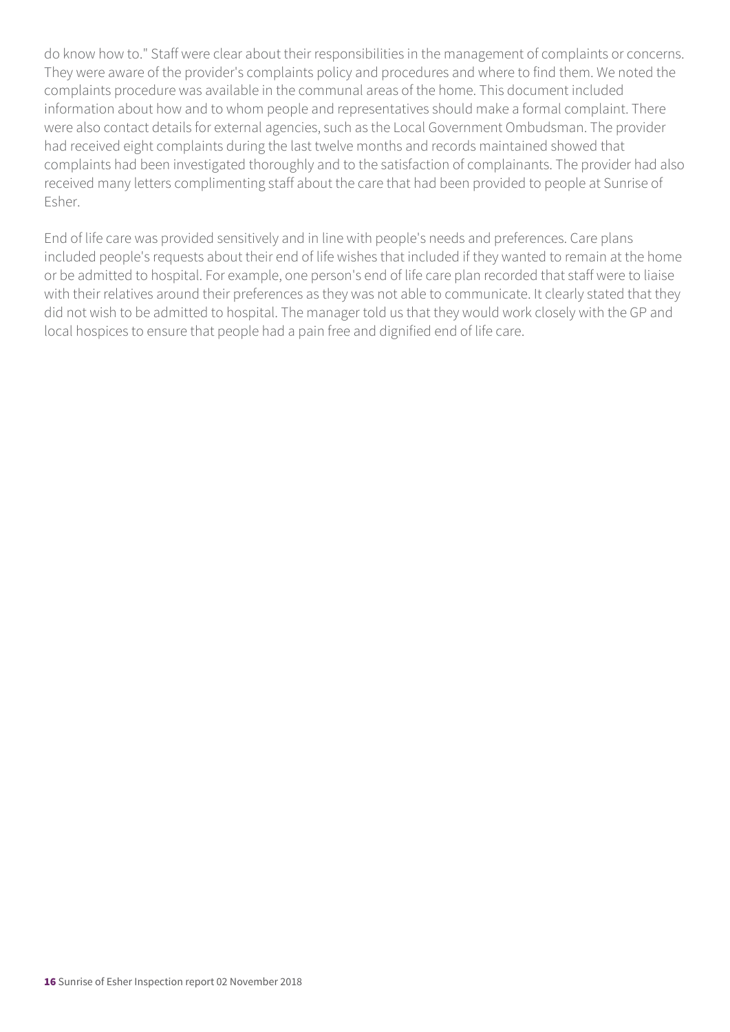do know how to." Staff were clear about their responsibilities in the management of complaints or concerns. They were aware of the provider's complaints policy and procedures and where to find them. We noted the complaints procedure was available in the communal areas of the home. This document included information about how and to whom people and representatives should make a formal complaint. There were also contact details for external agencies, such as the Local Government Ombudsman. The provider had received eight complaints during the last twelve months and records maintained showed that complaints had been investigated thoroughly and to the satisfaction of complainants. The provider had also received many letters complimenting staff about the care that had been provided to people at Sunrise of Esher.

End of life care was provided sensitively and in line with people's needs and preferences. Care plans included people's requests about their end of life wishes that included if they wanted to remain at the home or be admitted to hospital. For example, one person's end of life care plan recorded that staff were to liaise with their relatives around their preferences as they was not able to communicate. It clearly stated that they did not wish to be admitted to hospital. The manager told us that they would work closely with the GP and local hospices to ensure that people had a pain free and dignified end of life care.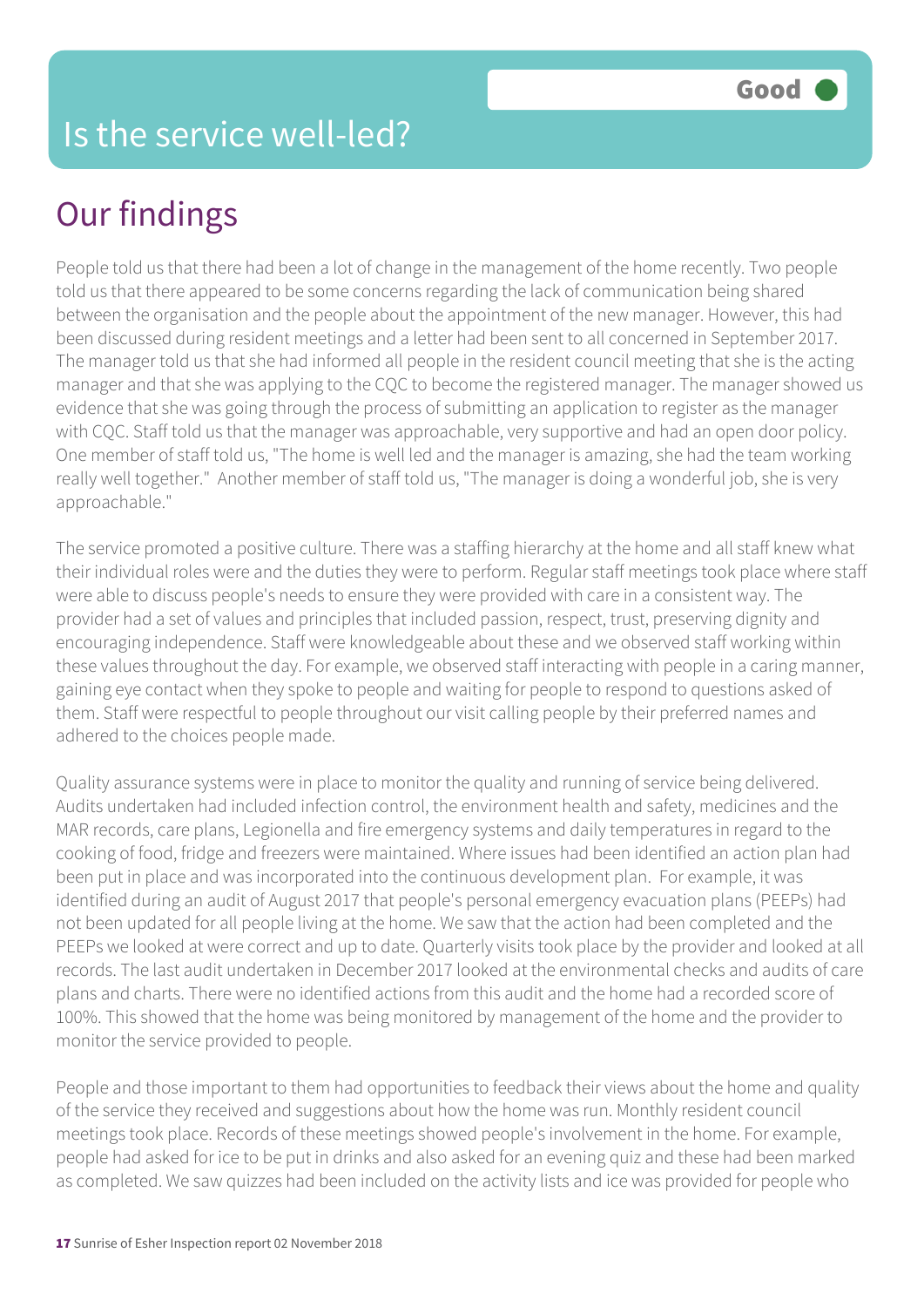# Is the service well-led?

Good

## Our findings

People told us that there had been a lot of change in the management of the home recently. Two people told us that there appeared to be some concerns regarding the lack of communication being shared between the organisation and the people about the appointment of the new manager. However, this had been discussed during resident meetings and a letter had been sent to all concerned in September 2017. The manager told us that she had informed all people in the resident council meeting that she is the acting manager and that she was applying to the CQC to become the registered manager. The manager showed us evidence that she was going through the process of submitting an application to register as the manager with CQC. Staff told us that the manager was approachable, very supportive and had an open door policy. One member of staff told us, "The home is well led and the manager is amazing, she had the team working really well together." Another member of staff told us, "The manager is doing a wonderful job, she is very approachable."

The service promoted a positive culture. There was a staffing hierarchy at the home and all staff knew what their individual roles were and the duties they were to perform. Regular staff meetings took place where staff were able to discuss people's needs to ensure they were provided with care in a consistent way. The provider had a set of values and principles that included passion, respect, trust, preserving dignity and encouraging independence. Staff were knowledgeable about these and we observed staff working within these values throughout the day. For example, we observed staff interacting with people in a caring manner, gaining eye contact when they spoke to people and waiting for people to respond to questions asked of them. Staff were respectful to people throughout our visit calling people by their preferred names and adhered to the choices people made.

Quality assurance systems were in place to monitor the quality and running of service being delivered. Audits undertaken had included infection control, the environment health and safety, medicines and the MAR records, care plans, Legionella and fire emergency systems and daily temperatures in regard to the cooking of food, fridge and freezers were maintained. Where issues had been identified an action plan had been put in place and was incorporated into the continuous development plan. For example, it was identified during an audit of August 2017 that people's personal emergency evacuation plans (PEEPs) had not been updated for all people living at the home. We saw that the action had been completed and the PEEPs we looked at were correct and up to date. Quarterly visits took place by the provider and looked at all records. The last audit undertaken in December 2017 looked at the environmental checks and audits of care plans and charts. There were no identified actions from this audit and the home had a recorded score of 100%. This showed that the home was being monitored by management of the home and the provider to monitor the service provided to people.

People and those important to them had opportunities to feedback their views about the home and quality of the service they received and suggestions about how the home was run. Monthly resident council meetings took place. Records of these meetings showed people's involvement in the home. For example, people had asked for ice to be put in drinks and also asked for an evening quiz and these had been marked as completed. We saw quizzes had been included on the activity lists and ice was provided for people who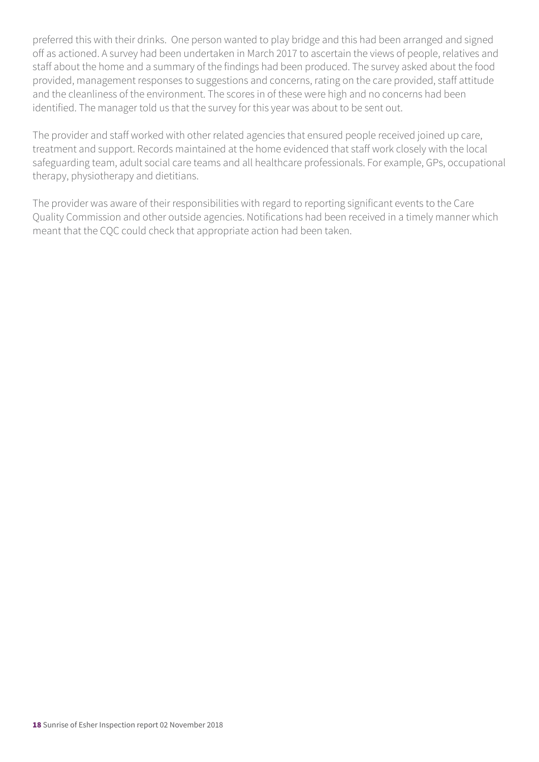preferred this with their drinks.  One person wanted to play bridge and this had been arranged and signed off as actioned. A survey had been undertaken in March 2017 to ascertain the views of people, relatives and staff about the home and a summary of the findings had been produced. The survey asked about the food provided, management responses to suggestions and concerns, rating on the care provided, staff attitude and the cleanliness of the environment. The scores in of these were high and no concerns had been identified. The manager told us that the survey for this year was about to be sent out.

The provider and staff worked with other related agencies that ensured people received joined up care, treatment and support. Records maintained at the home evidenced that staff work closely with the local safeguarding team, adult social care teams and all healthcare professionals. For example, GPs, occupational therapy, physiotherapy and dietitians.

The provider was aware of their responsibilities with regard to reporting significant events to the Care Quality Commission and other outside agencies. Notifications had been received in a timely manner which meant that the CQC could check that appropriate action had been taken.